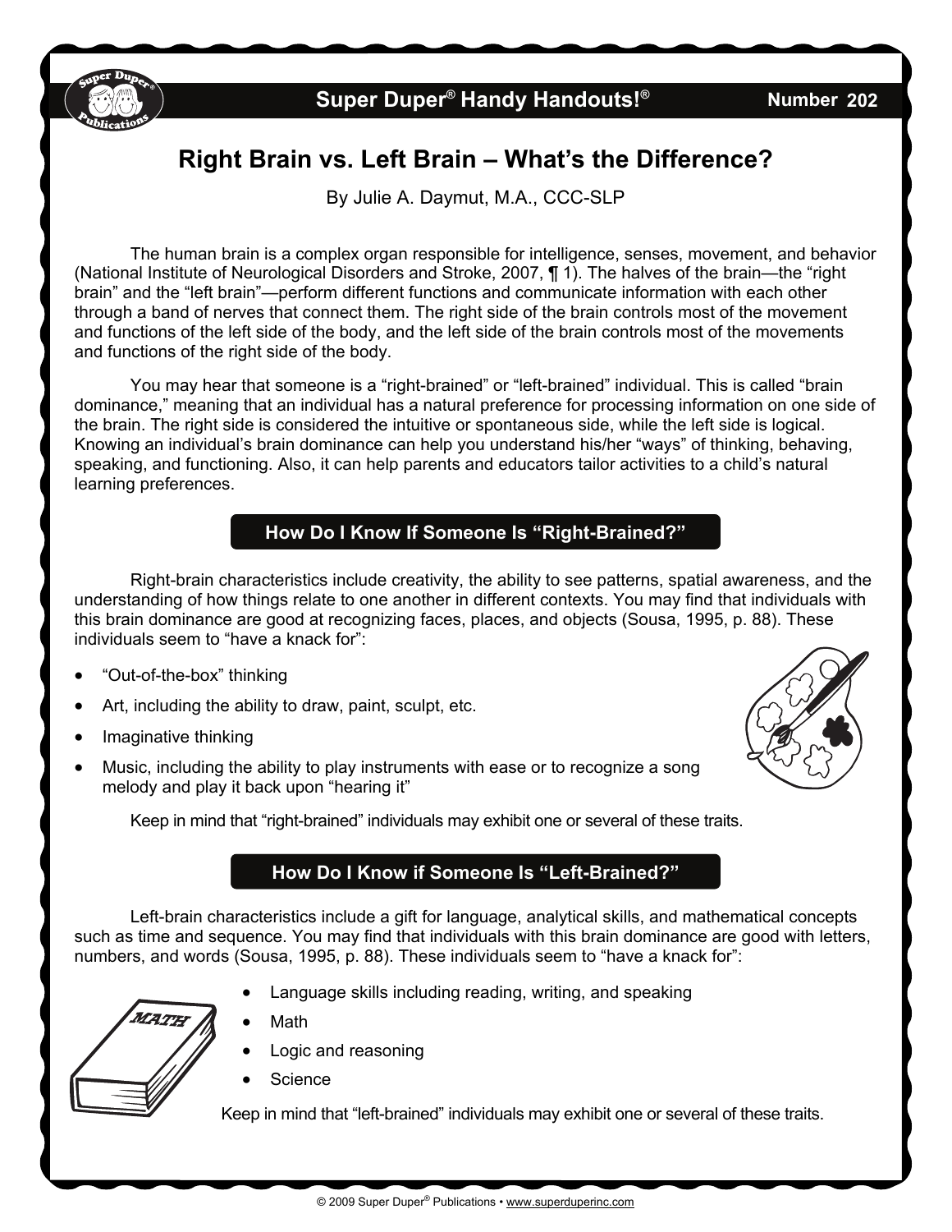# Right Brain vs. Left Brain – What's the Difference?

By Julie A. Daymut, M.A., CCC-SLP

The human brain is a complex organ responsible for intelligence, senses, movement, and behavior (National Institute of Neurological Disorders and Stroke, 2007, ¶ 1). The halves of the brain—the "right brain" and the "left brain"—perform different functions and communicate information with each other through a band of nerves that connect them. The right side of the brain controls most of the movement and functions of the left side of the body, and the left side of the brain controls most of the movements and functions of the right side of the body.

You may hear that someone is a "right-brained" or "left-brained" individual. This is called "brain dominance," meaning that an individual has a natural preference for processing information on one side of the brain. The right side is considered the intuitive or spontaneous side, while the left side is logical. Knowing an individual's brain dominance can help you understand his/her "ways" of thinking, behaving, speaking, and functioning. Also, it can help parents and educators tailor activities to a child's natural learning preferences.

## How Do I Know If Someone Is "Right-Brained?"

Right-brain characteristics include creativity, the ability to see patterns, spatial awareness, and the understanding of how things relate to one another in different contexts. You may find that individuals with this brain dominance are good at recognizing faces, places, and objects (Sousa, 1995, p. 88). These individuals seem to "have a knack for":

- "Out-of-the-box" thinking
- Art, including the ability to draw, paint, sculpt, etc.
- Imaginative thinking
- Music, including the ability to play instruments with ease or to recognize a song melody and play it back upon "hearing it"

Keep in mind that "right-brained" individuals may exhibit one or several of these traits.

## How Do I Know if Someone Is "Left-Brained?"

Left-brain characteristics include a gift for language, analytical skills, and mathematical concepts such as time and sequence. You may find that individuals with this brain dominance are good with letters, numbers, and words (Sousa, 1995, p. 88). These individuals seem to "have a knack for":

- Language skills including reading, writing, and speaking
- Math
- Logic and reasoning
- Science

Keep in mind that "left-brained" individuals may exhibit one or several of these traits.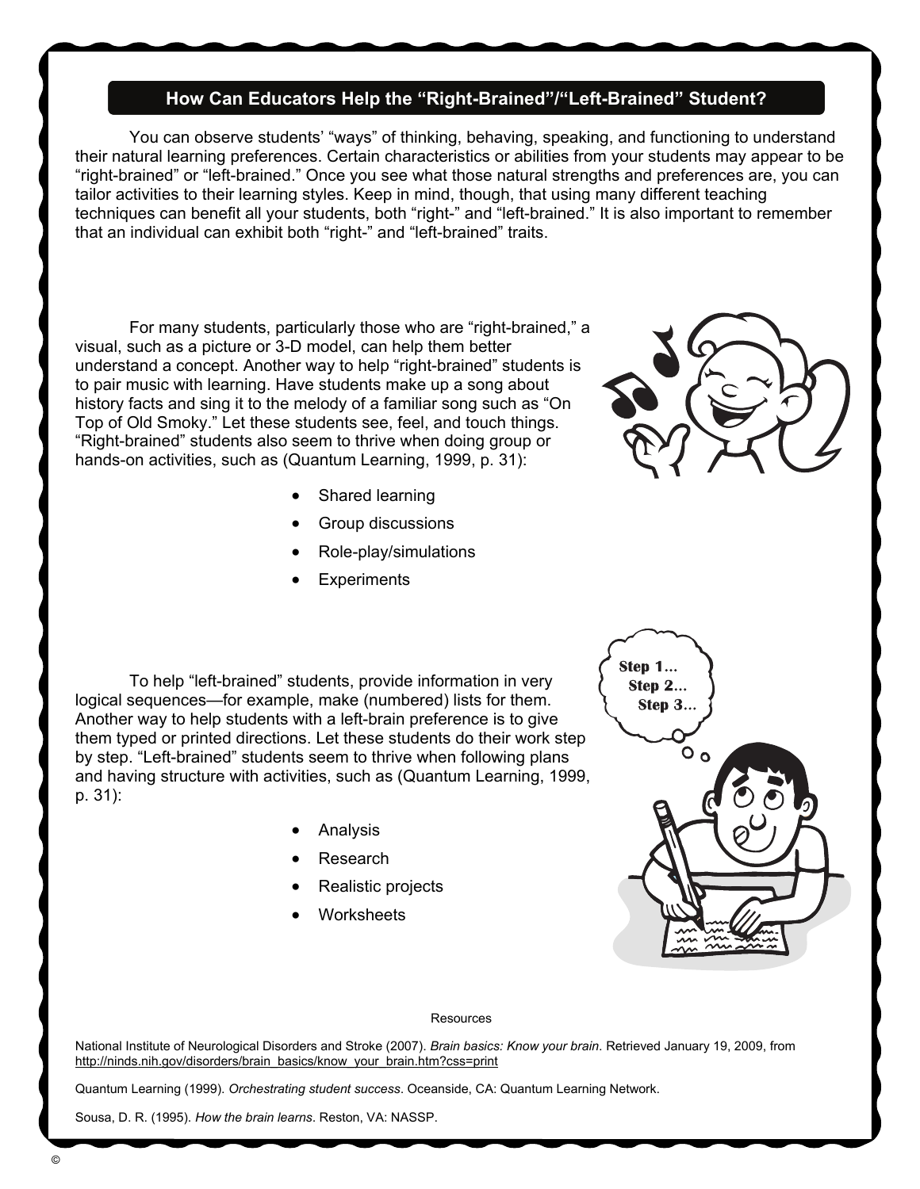## How Can Educators Help the "Right-Brained"/"Left-Brained" Student?

You can observe students' "ways" of thinking, behaving, speaking, and functioning to understand their natural learning preferences. Certain characteristics or abilities from your students may appear to be "right-brained" or "left-brained." Once you see what those natural strengths and preferences are, you can tailor activities to their learning styles. Keep in mind, though, that using many different teaching techniques can benefit all your students, both "right-" and "left-brained." It is also important to remember that an individual can exhibit both "right-" and "left-brained" traits.

For many students, particularly those who are "right-brained," a visual, such as a picture or 3-D model, can help them better understand a concept. Another way to help "right-brained" students is to pair music with learning. Have students make up a song about history facts and sing it to the melody of a familiar song such as "On Top of Old Smoky." Let these students see, feel, and touch things. "Right-brained" students also seem to thrive when doing group or hands-on activities, such as (Quantum Learning, 1999, p. 31):

- Shared learning
- Group discussions
- Role-play/simulations
- Experiments

To help "left-brained" students, provide information in very logical sequences—for example, make (numbered) lists for them. Another way to help students with a left-brain preference is to give them typed or printed directions. Let these students do their work step by step. "Left-brained" students seem to thrive when following plans and having structure with activities, such as (Quantum Learning, 1999, p. 31):

- Analysis
- Research
- Realistic projects
- Worksheets

Resources

National Institute of Neurological Disorders and Stroke (2007). *Brain basics: Know your brain*. Retrieved January 19, 2009, from http://ninds.nih.gov/disorders/brain_basics/know_your_brain.htm?css=print

Quantum Learning (1999). *Orchestrating student success*. Oceanside, CA: Quantum Learning Network.

Sousa, D. R. (1995). *How the brain learns*. Reston, VA: NASSP.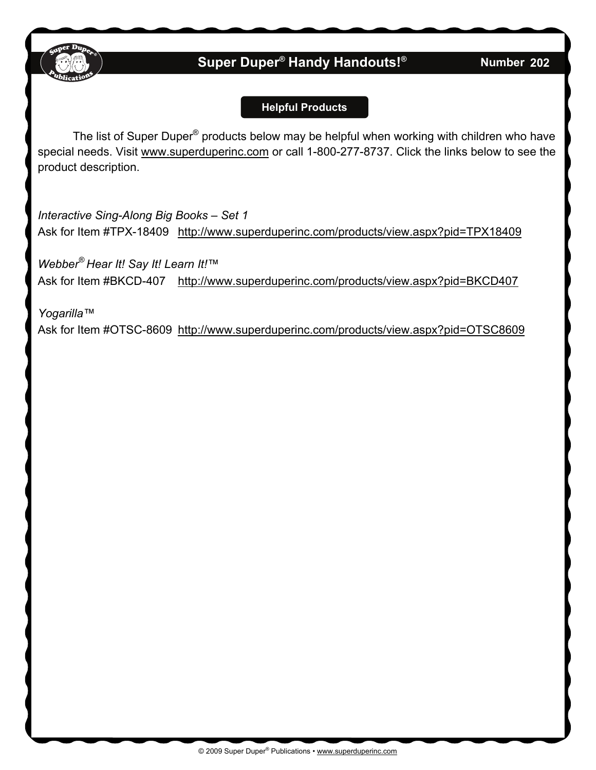## Helpful Products

The list of Super Duper® products below may be helpful when working with children who have special needs. Visit www.superduperinc.com or call 1-800-277-8737. Click the links below to see the product description.

*Interactive Sing-Along Big Books – Set 1*
Ask for Item #TPX-18409 http://www.superduperinc.com/products/view.aspx?pid=TPX18409

*Webber® Hear It! Say It! Learn It!™*
Ask for Item #BKCD-407 http://www.superduperinc.com/products/view.aspx?pid=BKCD407

*Yogarilla™*
Ask for Item #OTSC-8609 http://www.superduperinc.com/products/view.aspx?pid=OTSC8609